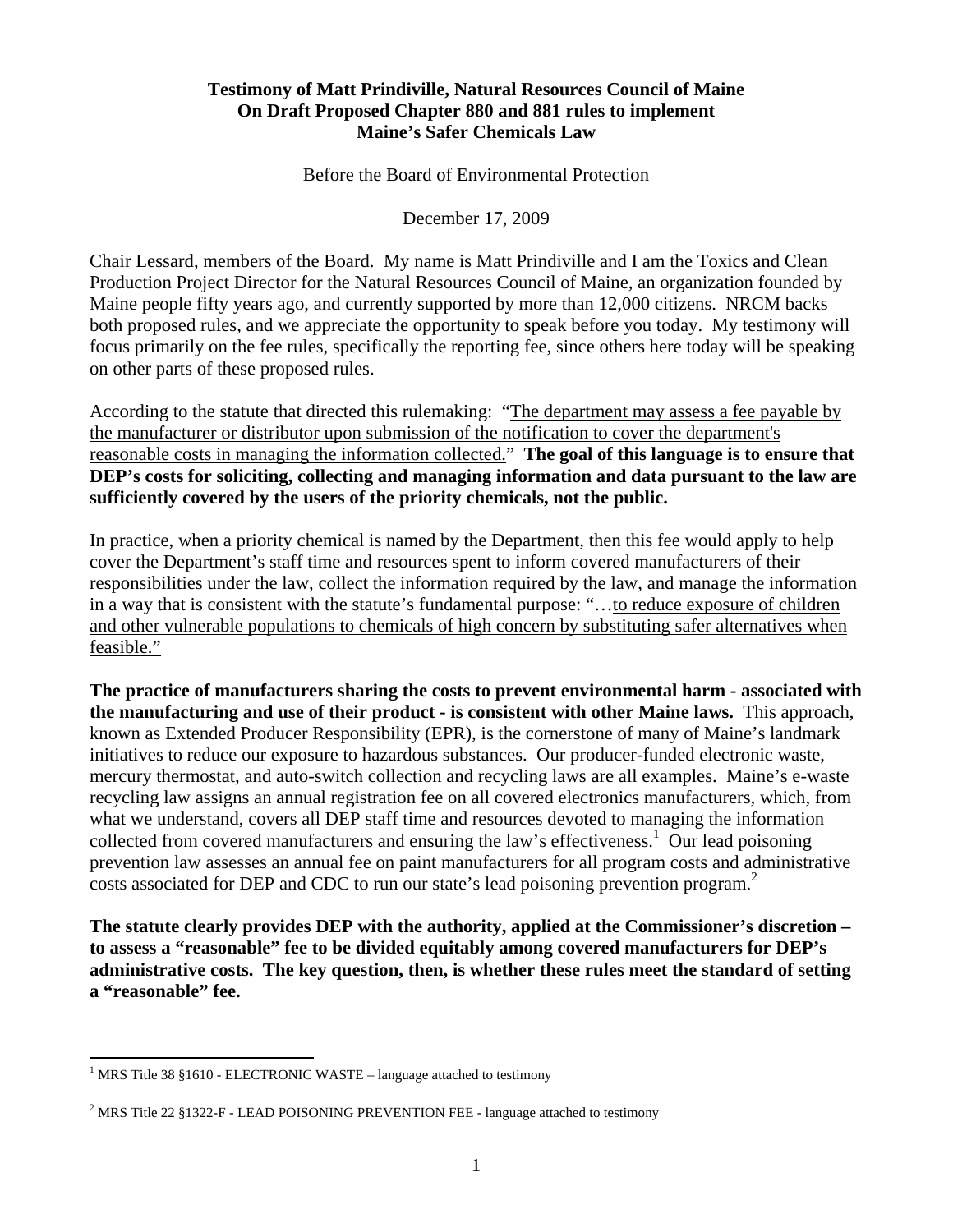**Testimony of Matt Prindiville, Natural Resources Council of Maine**
**On Draft Proposed Chapter 880 and 881 rules to implement**
**Maine's Safer Chemicals Law**

Before the Board of Environmental Protection

December 17, 2009

Chair Lessard, members of the Board. My name is Matt Prindiville and I am the Toxics and Clean Production Project Director for the Natural Resources Council of Maine, an organization founded by Maine people fifty years ago, and currently supported by more than 12,000 citizens. NRCM backs both proposed rules, and we appreciate the opportunity to speak before you today. My testimony will focus primarily on the fee rules, specifically the reporting fee, since others here today will be speaking on other parts of these proposed rules.

According to the statute that directed this rulemaking: "The department may assess a fee payable by the manufacturer or distributor upon submission of the notification to cover the department's reasonable costs in managing the information collected." **The goal of this language is to ensure that DEP's costs for soliciting, collecting and managing information and data pursuant to the law are sufficiently covered by the users of the priority chemicals, not the public.**

In practice, when a priority chemical is named by the Department, then this fee would apply to help cover the Department's staff time and resources spent to inform covered manufacturers of their responsibilities under the law, collect the information required by the law, and manage the information in a way that is consistent with the statute's fundamental purpose: "…to reduce exposure of children and other vulnerable populations to chemicals of high concern by substituting safer alternatives when feasible."

**The practice of manufacturers sharing the costs to prevent environmental harm - associated with the manufacturing and use of their product - is consistent with other Maine laws.** This approach, known as Extended Producer Responsibility (EPR), is the cornerstone of many of Maine's landmark initiatives to reduce our exposure to hazardous substances. Our producer-funded electronic waste, mercury thermostat, and auto-switch collection and recycling laws are all examples. Maine's e-waste recycling law assigns an annual registration fee on all covered electronics manufacturers, which, from what we understand, covers all DEP staff time and resources devoted to managing the information collected from covered manufacturers and ensuring the law's effectiveness.[1] Our lead poisoning prevention law assesses an annual fee on paint manufacturers for all program costs and administrative costs associated for DEP and CDC to run our state's lead poisoning prevention program.[2]

**The statute clearly provides DEP with the authority, applied at the Commissioner's discretion – to assess a "reasonable" fee to be divided equitably among covered manufacturers for DEP's administrative costs. The key question, then, is whether these rules meet the standard of setting a "reasonable" fee.**

---

[1] MRS Title 38 §1610 - ELECTRONIC WASTE – language attached to testimony

[2] MRS Title 22 §1322-F - LEAD POISONING PREVENTION FEE - language attached to testimony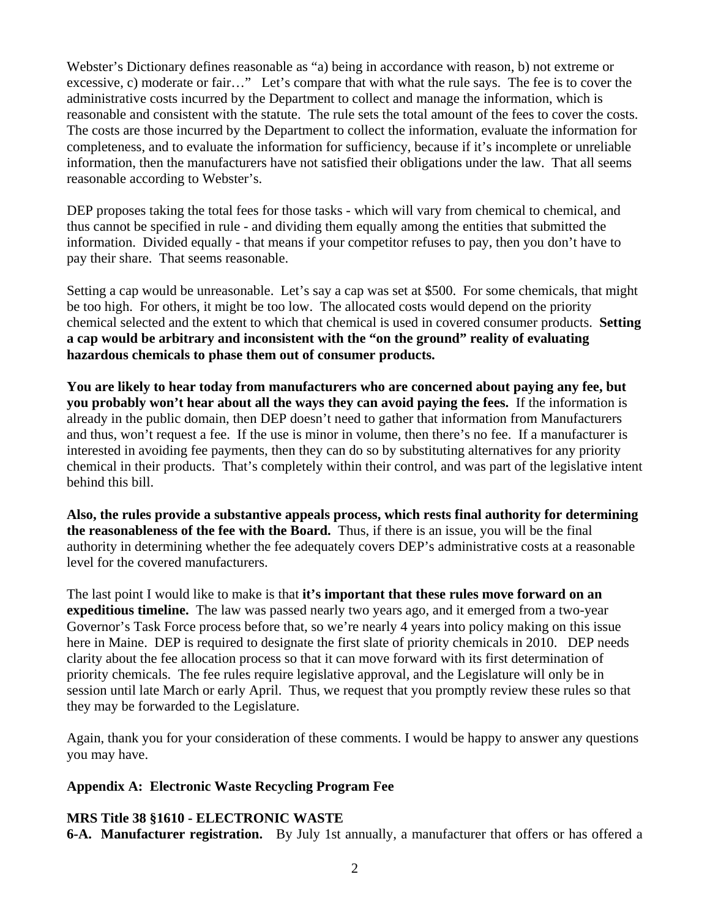Webster's Dictionary defines reasonable as "a) being in accordance with reason, b) not extreme or excessive, c) moderate or fair…" Let's compare that with what the rule says. The fee is to cover the administrative costs incurred by the Department to collect and manage the information, which is reasonable and consistent with the statute. The rule sets the total amount of the fees to cover the costs. The costs are those incurred by the Department to collect the information, evaluate the information for completeness, and to evaluate the information for sufficiency, because if it's incomplete or unreliable information, then the manufacturers have not satisfied their obligations under the law. That all seems reasonable according to Webster's.

DEP proposes taking the total fees for those tasks - which will vary from chemical to chemical, and thus cannot be specified in rule - and dividing them equally among the entities that submitted the information. Divided equally - that means if your competitor refuses to pay, then you don't have to pay their share. That seems reasonable.

Setting a cap would be unreasonable. Let's say a cap was set at $500. For some chemicals, that might be too high. For others, it might be too low. The allocated costs would depend on the priority chemical selected and the extent to which that chemical is used in covered consumer products. **Setting a cap would be arbitrary and inconsistent with the "on the ground" reality of evaluating hazardous chemicals to phase them out of consumer products.**

**You are likely to hear today from manufacturers who are concerned about paying any fee, but you probably won't hear about all the ways they can avoid paying the fees.** If the information is already in the public domain, then DEP doesn't need to gather that information from Manufacturers and thus, won't request a fee. If the use is minor in volume, then there's no fee. If a manufacturer is interested in avoiding fee payments, then they can do so by substituting alternatives for any priority chemical in their products. That's completely within their control, and was part of the legislative intent behind this bill.

**Also, the rules provide a substantive appeals process, which rests final authority for determining the reasonableness of the fee with the Board.** Thus, if there is an issue, you will be the final authority in determining whether the fee adequately covers DEP's administrative costs at a reasonable level for the covered manufacturers.

The last point I would like to make is that **it's important that these rules move forward on an expeditious timeline.** The law was passed nearly two years ago, and it emerged from a two-year Governor's Task Force process before that, so we're nearly 4 years into policy making on this issue here in Maine. DEP is required to designate the first slate of priority chemicals in 2010. DEP needs clarity about the fee allocation process so that it can move forward with its first determination of priority chemicals. The fee rules require legislative approval, and the Legislature will only be in session until late March or early April. Thus, we request that you promptly review these rules so that they may be forwarded to the Legislature.

Again, thank you for your consideration of these comments. I would be happy to answer any questions you may have.

## Appendix A: Electronic Waste Recycling Program Fee

**MRS Title 38 §1610 - ELECTRONIC WASTE**

**6-A. Manufacturer registration.** By July 1st annually, a manufacturer that offers or has offered a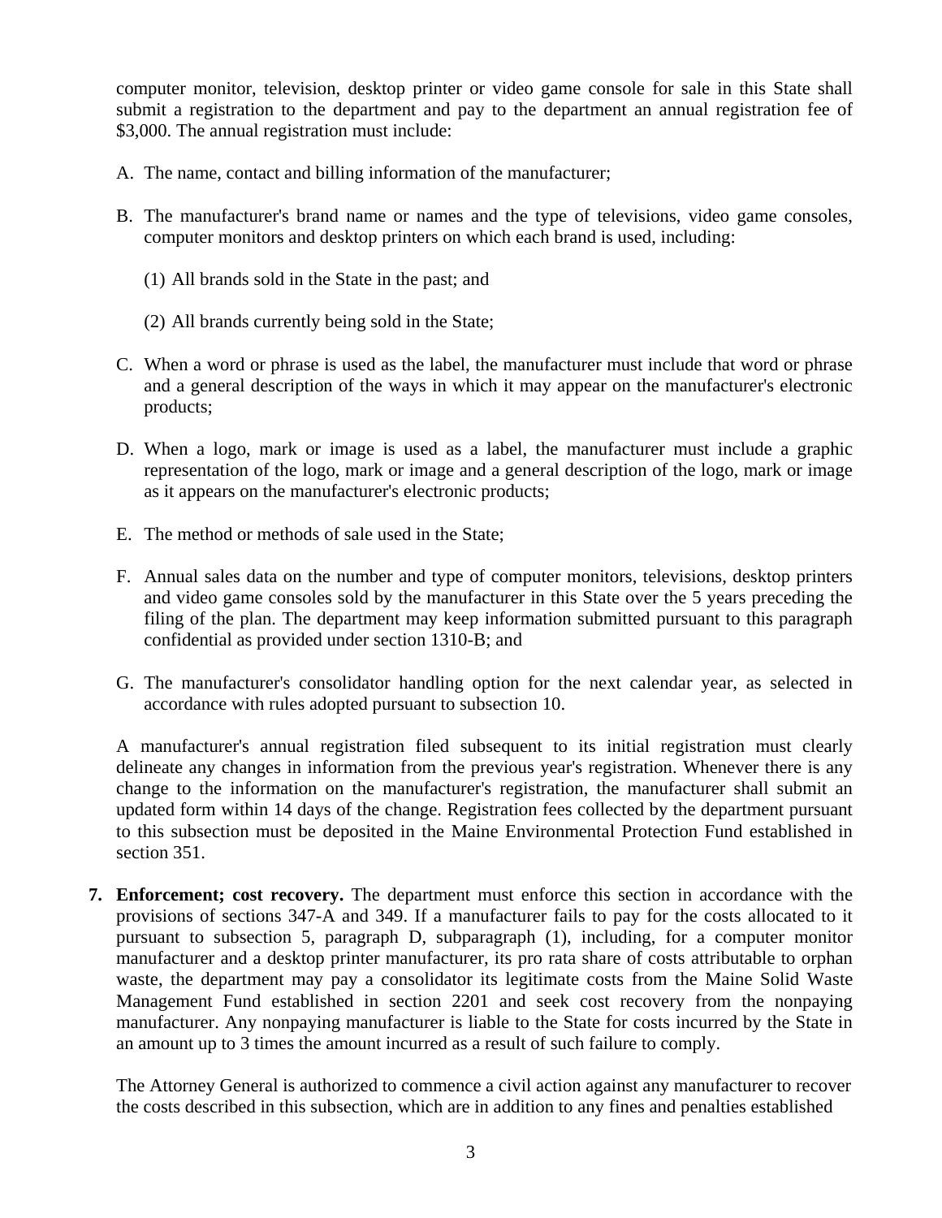computer monitor, television, desktop printer or video game console for sale in this State shall submit a registration to the department and pay to the department an annual registration fee of $3,000. The annual registration must include:

A. The name, contact and billing information of the manufacturer;

B. The manufacturer's brand name or names and the type of televisions, video game consoles, computer monitors and desktop printers on which each brand is used, including:

   (1) All brands sold in the State in the past; and

   (2) All brands currently being sold in the State;

C. When a word or phrase is used as the label, the manufacturer must include that word or phrase and a general description of the ways in which it may appear on the manufacturer's electronic products;

D. When a logo, mark or image is used as a label, the manufacturer must include a graphic representation of the logo, mark or image and a general description of the logo, mark or image as it appears on the manufacturer's electronic products;

E. The method or methods of sale used in the State;

F. Annual sales data on the number and type of computer monitors, televisions, desktop printers and video game consoles sold by the manufacturer in this State over the 5 years preceding the filing of the plan. The department may keep information submitted pursuant to this paragraph confidential as provided under section 1310-B; and

G. The manufacturer's consolidator handling option for the next calendar year, as selected in accordance with rules adopted pursuant to subsection 10.

A manufacturer's annual registration filed subsequent to its initial registration must clearly delineate any changes in information from the previous year's registration. Whenever there is any change to the information on the manufacturer's registration, the manufacturer shall submit an updated form within 14 days of the change. Registration fees collected by the department pursuant to this subsection must be deposited in the Maine Environmental Protection Fund established in section 351.

**7. Enforcement; cost recovery.** The department must enforce this section in accordance with the provisions of sections 347-A and 349. If a manufacturer fails to pay for the costs allocated to it pursuant to subsection 5, paragraph D, subparagraph (1), including, for a computer monitor manufacturer and a desktop printer manufacturer, its pro rata share of costs attributable to orphan waste, the department may pay a consolidator its legitimate costs from the Maine Solid Waste Management Fund established in section 2201 and seek cost recovery from the nonpaying manufacturer. Any nonpaying manufacturer is liable to the State for costs incurred by the State in an amount up to 3 times the amount incurred as a result of such failure to comply.

The Attorney General is authorized to commence a civil action against any manufacturer to recover the costs described in this subsection, which are in addition to any fines and penalties established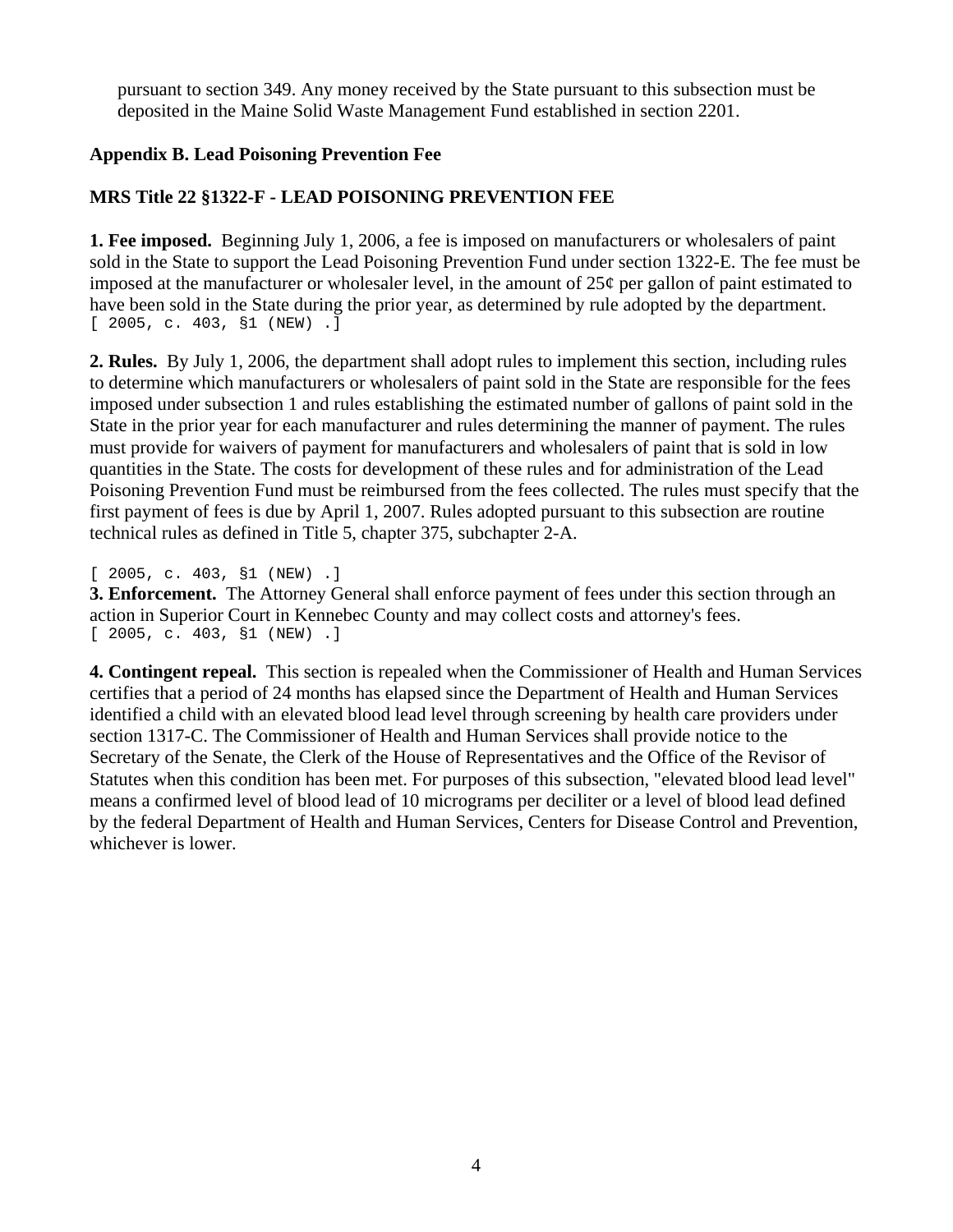pursuant to section 349. Any money received by the State pursuant to this subsection must be deposited in the Maine Solid Waste Management Fund established in section 2201.

## Appendix B. Lead Poisoning Prevention Fee

### MRS Title 22 §1322-F - LEAD POISONING PREVENTION FEE

**1. Fee imposed.** Beginning July 1, 2006, a fee is imposed on manufacturers or wholesalers of paint sold in the State to support the Lead Poisoning Prevention Fund under section 1322-E. The fee must be imposed at the manufacturer or wholesaler level, in the amount of 25¢ per gallon of paint estimated to have been sold in the State during the prior year, as determined by rule adopted by the department.
[ 2005, c. 403, §1 (NEW) .]

**2. Rules.** By July 1, 2006, the department shall adopt rules to implement this section, including rules to determine which manufacturers or wholesalers of paint sold in the State are responsible for the fees imposed under subsection 1 and rules establishing the estimated number of gallons of paint sold in the State in the prior year for each manufacturer and rules determining the manner of payment. The rules must provide for waivers of payment for manufacturers and wholesalers of paint that is sold in low quantities in the State. The costs for development of these rules and for administration of the Lead Poisoning Prevention Fund must be reimbursed from the fees collected. The rules must specify that the first payment of fees is due by April 1, 2007. Rules adopted pursuant to this subsection are routine technical rules as defined in Title 5, chapter 375, subchapter 2-A.

[ 2005, c. 403, §1 (NEW) .]

**3. Enforcement.** The Attorney General shall enforce payment of fees under this section through an action in Superior Court in Kennebec County and may collect costs and attorney's fees.
[ 2005, c. 403, §1 (NEW) .]

**4. Contingent repeal.** This section is repealed when the Commissioner of Health and Human Services certifies that a period of 24 months has elapsed since the Department of Health and Human Services identified a child with an elevated blood lead level through screening by health care providers under section 1317-C. The Commissioner of Health and Human Services shall provide notice to the Secretary of the Senate, the Clerk of the House of Representatives and the Office of the Revisor of Statutes when this condition has been met. For purposes of this subsection, "elevated blood lead level" means a confirmed level of blood lead of 10 micrograms per deciliter or a level of blood lead defined by the federal Department of Health and Human Services, Centers for Disease Control and Prevention, whichever is lower.